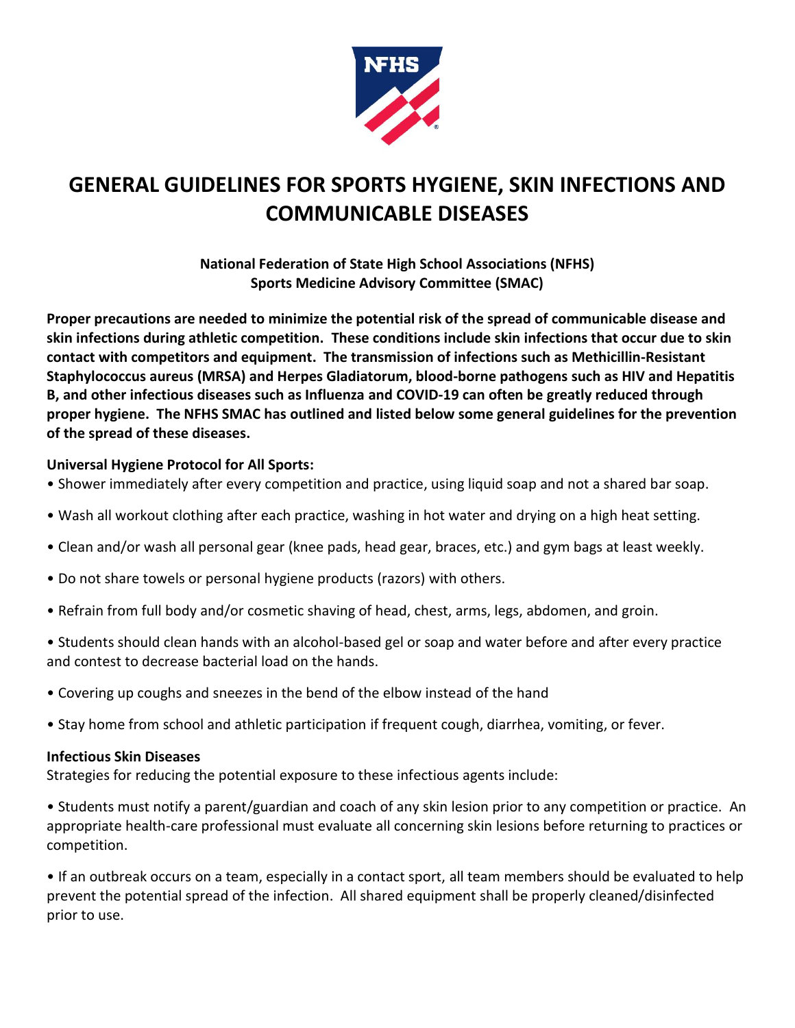# GENERAL GUIDELINES FOR SPORTS HYGIENE, SKIN INFECTIONS AND COMMUNICABLE DISEASES

**National Federation of State High School Associations (NFHS)**
**Sports Medicine Advisory Committee (SMAC)**

**Proper precautions are needed to minimize the potential risk of the spread of communicable disease and skin infections during athletic competition. These conditions include skin infections that occur due to skin contact with competitors and equipment. The transmission of infections such as Methicillin-Resistant Staphylococcus aureus (MRSA) and Herpes Gladiatorum, blood-borne pathogens such as HIV and Hepatitis B, and other infectious diseases such as Influenza and COVID-19 can often be greatly reduced through proper hygiene. The NFHS SMAC has outlined and listed below some general guidelines for the prevention of the spread of these diseases.**

**Universal Hygiene Protocol for All Sports:**

- Shower immediately after every competition and practice, using liquid soap and not a shared bar soap.
- Wash all workout clothing after each practice, washing in hot water and drying on a high heat setting.
- Clean and/or wash all personal gear (knee pads, head gear, braces, etc.) and gym bags at least weekly.
- Do not share towels or personal hygiene products (razors) with others.
- Refrain from full body and/or cosmetic shaving of head, chest, arms, legs, abdomen, and groin.
- Students should clean hands with an alcohol-based gel or soap and water before and after every practice and contest to decrease bacterial load on the hands.
- Covering up coughs and sneezes in the bend of the elbow instead of the hand
- Stay home from school and athletic participation if frequent cough, diarrhea, vomiting, or fever.

**Infectious Skin Diseases**

Strategies for reducing the potential exposure to these infectious agents include:

- Students must notify a parent/guardian and coach of any skin lesion prior to any competition or practice. An appropriate health-care professional must evaluate all concerning skin lesions before returning to practices or competition.
- If an outbreak occurs on a team, especially in a contact sport, all team members should be evaluated to help prevent the potential spread of the infection. All shared equipment shall be properly cleaned/disinfected prior to use.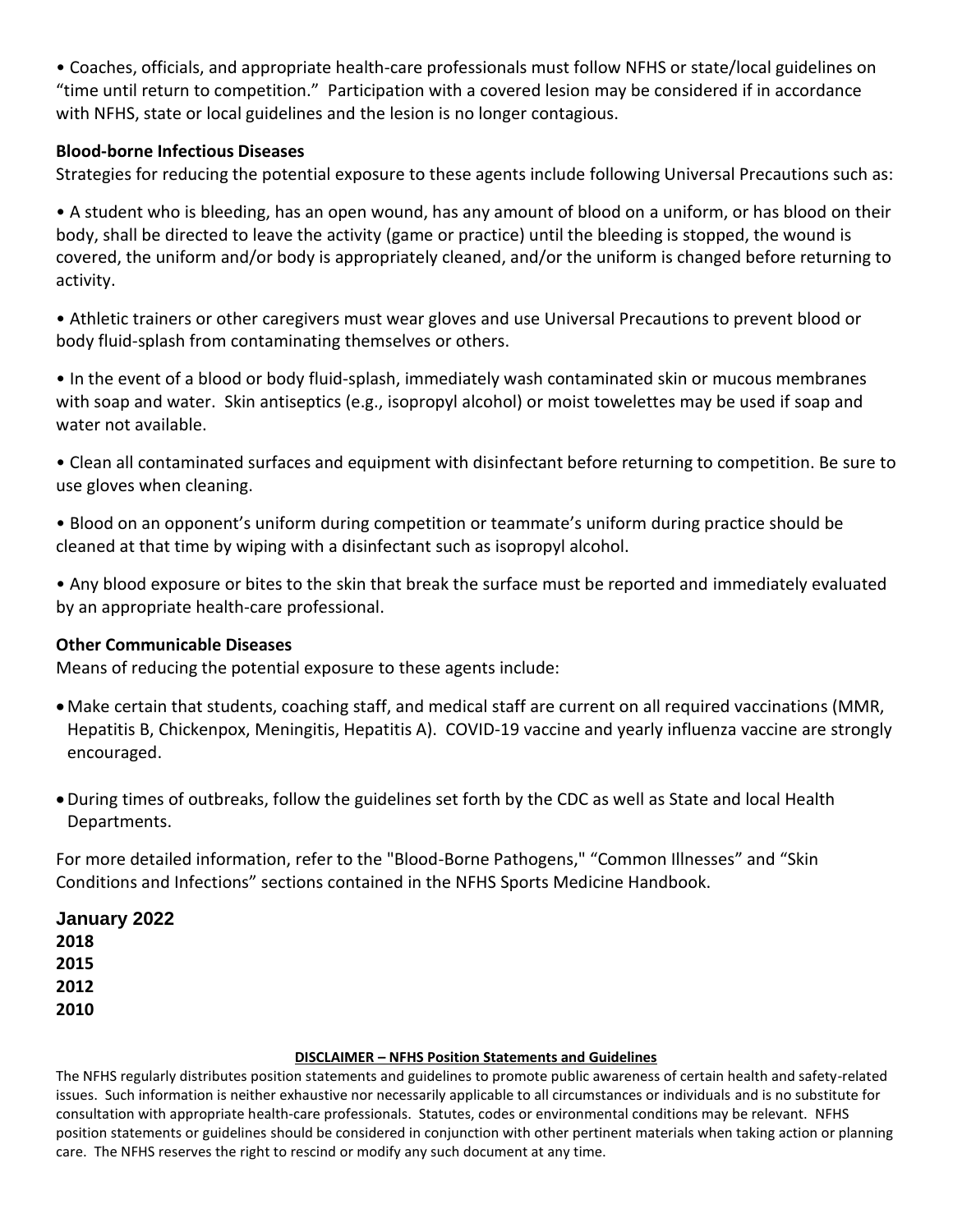• Coaches, officials, and appropriate health-care professionals must follow NFHS or state/local guidelines on "time until return to competition." Participation with a covered lesion may be considered if in accordance with NFHS, state or local guidelines and the lesion is no longer contagious.

**Blood-borne Infectious Diseases**

Strategies for reducing the potential exposure to these agents include following Universal Precautions such as:

• A student who is bleeding, has an open wound, has any amount of blood on a uniform, or has blood on their body, shall be directed to leave the activity (game or practice) until the bleeding is stopped, the wound is covered, the uniform and/or body is appropriately cleaned, and/or the uniform is changed before returning to activity.

• Athletic trainers or other caregivers must wear gloves and use Universal Precautions to prevent blood or body fluid-splash from contaminating themselves or others.

• In the event of a blood or body fluid-splash, immediately wash contaminated skin or mucous membranes with soap and water. Skin antiseptics (e.g., isopropyl alcohol) or moist towelettes may be used if soap and water not available.

• Clean all contaminated surfaces and equipment with disinfectant before returning to competition. Be sure to use gloves when cleaning.

• Blood on an opponent's uniform during competition or teammate's uniform during practice should be cleaned at that time by wiping with a disinfectant such as isopropyl alcohol.

• Any blood exposure or bites to the skin that break the surface must be reported and immediately evaluated by an appropriate health-care professional.

**Other Communicable Diseases**

Means of reducing the potential exposure to these agents include:

- Make certain that students, coaching staff, and medical staff are current on all required vaccinations (MMR, Hepatitis B, Chickenpox, Meningitis, Hepatitis A). COVID-19 vaccine and yearly influenza vaccine are strongly encouraged.
- During times of outbreaks, follow the guidelines set forth by the CDC as well as State and local Health Departments.

For more detailed information, refer to the "Blood-Borne Pathogens," "Common Illnesses" and "Skin Conditions and Infections" sections contained in the NFHS Sports Medicine Handbook.

**January 2022**
**2018**
**2015**
**2012**
**2010**

**DISCLAIMER – NFHS Position Statements and Guidelines**

The NFHS regularly distributes position statements and guidelines to promote public awareness of certain health and safety-related issues. Such information is neither exhaustive nor necessarily applicable to all circumstances or individuals and is no substitute for consultation with appropriate health-care professionals. Statutes, codes or environmental conditions may be relevant. NFHS position statements or guidelines should be considered in conjunction with other pertinent materials when taking action or planning care. The NFHS reserves the right to rescind or modify any such document at any time.